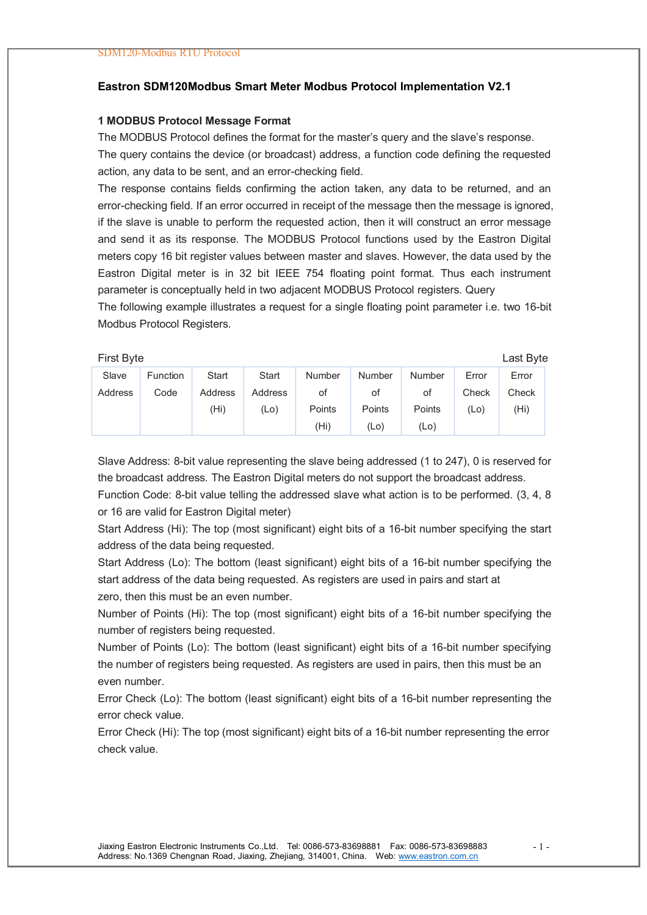# Eastron SDM120Modbus Smart Meter Modbus Protocol Implementation V2.1

## 1 MODBUS Protocol Message Format

The MODBUS Protocol defines the format for the master's query and the slave's response.

The query contains the device (or broadcast) address, a function code defining the requested action, any data to be sent, and an error-checking field.

The response contains fields confirming the action taken, any data to be returned, and an error-checking field. If an error occurred in receipt of the message then the message is ignored, if the slave is unable to perform the requested action, then it will construct an error message and send it as its response. The MODBUS Protocol functions used by the Eastron Digital meters copy 16 bit register values between master and slaves. However, the data used by the Eastron Digital meter is in 32 bit IEEE 754 floating point format. Thus each instrument parameter is conceptually held in two adjacent MODBUS Protocol registers. Query

The following example illustrates a request for a single floating point parameter i.e. two 16-bit Modbus Protocol Registers.

First Byte                                                                                                    Last Byte

| Slave Address | Function Code | Start Address (Hi) | Start Address (Lo) | Number of Points (Hi) | Number of Points (Lo) | Number of Points (Lo) | Error Check (Lo) | Error Check (Hi) |
|---|---|---|---|---|---|---|---|---|

Slave Address: 8-bit value representing the slave being addressed (1 to 247), 0 is reserved for the broadcast address. The Eastron Digital meters do not support the broadcast address.

Function Code: 8-bit value telling the addressed slave what action is to be performed. (3, 4, 8 or 16 are valid for Eastron Digital meter)

Start Address (Hi): The top (most significant) eight bits of a 16-bit number specifying the start address of the data being requested.

Start Address (Lo): The bottom (least significant) eight bits of a 16-bit number specifying the start address of the data being requested. As registers are used in pairs and start at zero, then this must be an even number.

Number of Points (Hi): The top (most significant) eight bits of a 16-bit number specifying the number of registers being requested.

Number of Points (Lo): The bottom (least significant) eight bits of a 16-bit number specifying the number of registers being requested. As registers are used in pairs, then this must be an even number.

Error Check (Lo): The bottom (least significant) eight bits of a 16-bit number representing the error check value.

Error Check (Hi): The top (most significant) eight bits of a 16-bit number representing the error check value.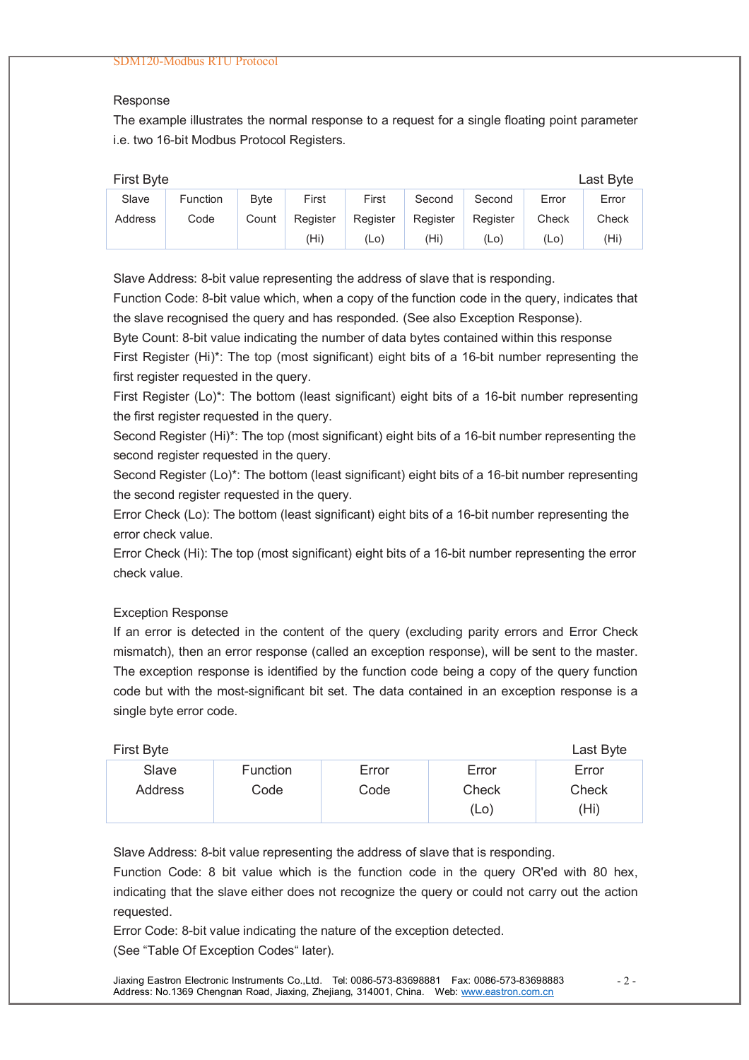## Response

The example illustrates the normal response to a request for a single floating point parameter i.e. two 16-bit Modbus Protocol Registers.

First Byte　　　　　　　　　　　　　　　　　　　　　　　　　　　　　　Last Byte

| Slave Address | Function Code | Byte Count | First Register (Hi) | First Register (Lo) | Second Register (Hi) | Second Register (Lo) | Error Check (Lo) | Error Check (Hi) |
|---|---|---|---|---|---|---|---|---|

Slave Address: 8-bit value representing the address of slave that is responding.

Function Code: 8-bit value which, when a copy of the function code in the query, indicates that the slave recognised the query and has responded. (See also Exception Response).

Byte Count: 8-bit value indicating the number of data bytes contained within this response

First Register (Hi)*: The top (most significant) eight bits of a 16-bit number representing the first register requested in the query.

First Register (Lo)*: The bottom (least significant) eight bits of a 16-bit number representing the first register requested in the query.

Second Register (Hi)*: The top (most significant) eight bits of a 16-bit number representing the second register requested in the query.

Second Register (Lo)*: The bottom (least significant) eight bits of a 16-bit number representing the second register requested in the query.

Error Check (Lo): The bottom (least significant) eight bits of a 16-bit number representing the error check value.

Error Check (Hi): The top (most significant) eight bits of a 16-bit number representing the error check value.

## Exception Response

If an error is detected in the content of the query (excluding parity errors and Error Check mismatch), then an error response (called an exception response), will be sent to the master. The exception response is identified by the function code being a copy of the query function code but with the most-significant bit set. The data contained in an exception response is a single byte error code.

First Byte　　　　　　　　　　　　　　　　　　　　　　　　　　　　　　Last Byte

| Slave Address | Function Code | Error Code | Error Check (Lo) | Error Check (Hi) |
|---|---|---|---|---|

Slave Address: 8-bit value representing the address of slave that is responding.

Function Code: 8 bit value which is the function code in the query OR'ed with 80 hex, indicating that the slave either does not recognize the query or could not carry out the action requested.

Error Code: 8-bit value indicating the nature of the exception detected.

(See "Table Of Exception Codes" later).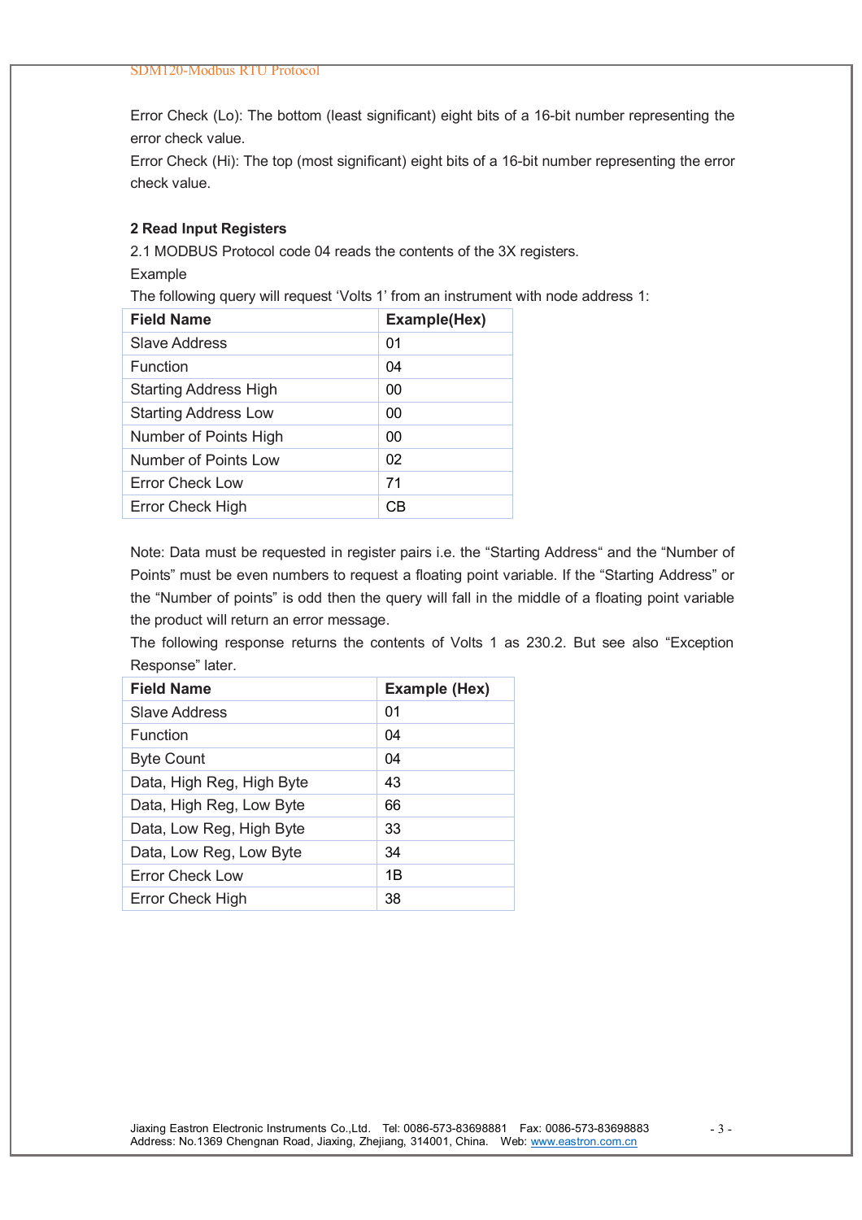Error Check (Lo): The bottom (least significant) eight bits of a 16-bit number representing the error check value.

Error Check (Hi): The top (most significant) eight bits of a 16-bit number representing the error check value.

## 2 Read Input Registers

2.1 MODBUS Protocol code 04 reads the contents of the 3X registers.

Example

The following query will request 'Volts 1' from an instrument with node address 1:

| Field Name | Example(Hex) |
|---|---|
| Slave Address | 01 |
| Function | 04 |
| Starting Address High | 00 |
| Starting Address Low | 00 |
| Number of Points High | 00 |
| Number of Points Low | 02 |
| Error Check Low | 71 |
| Error Check High | CB |

Note: Data must be requested in register pairs i.e. the "Starting Address" and the "Number of Points" must be even numbers to request a floating point variable. If the "Starting Address" or the "Number of points" is odd then the query will fall in the middle of a floating point variable the product will return an error message.

The following response returns the contents of Volts 1 as 230.2. But see also "Exception Response" later.

| Field Name | Example (Hex) |
|---|---|
| Slave Address | 01 |
| Function | 04 |
| Byte Count | 04 |
| Data, High Reg, High Byte | 43 |
| Data, High Reg, Low Byte | 66 |
| Data, Low Reg, High Byte | 33 |
| Data, Low Reg, Low Byte | 34 |
| Error Check Low | 1B |
| Error Check High | 38 |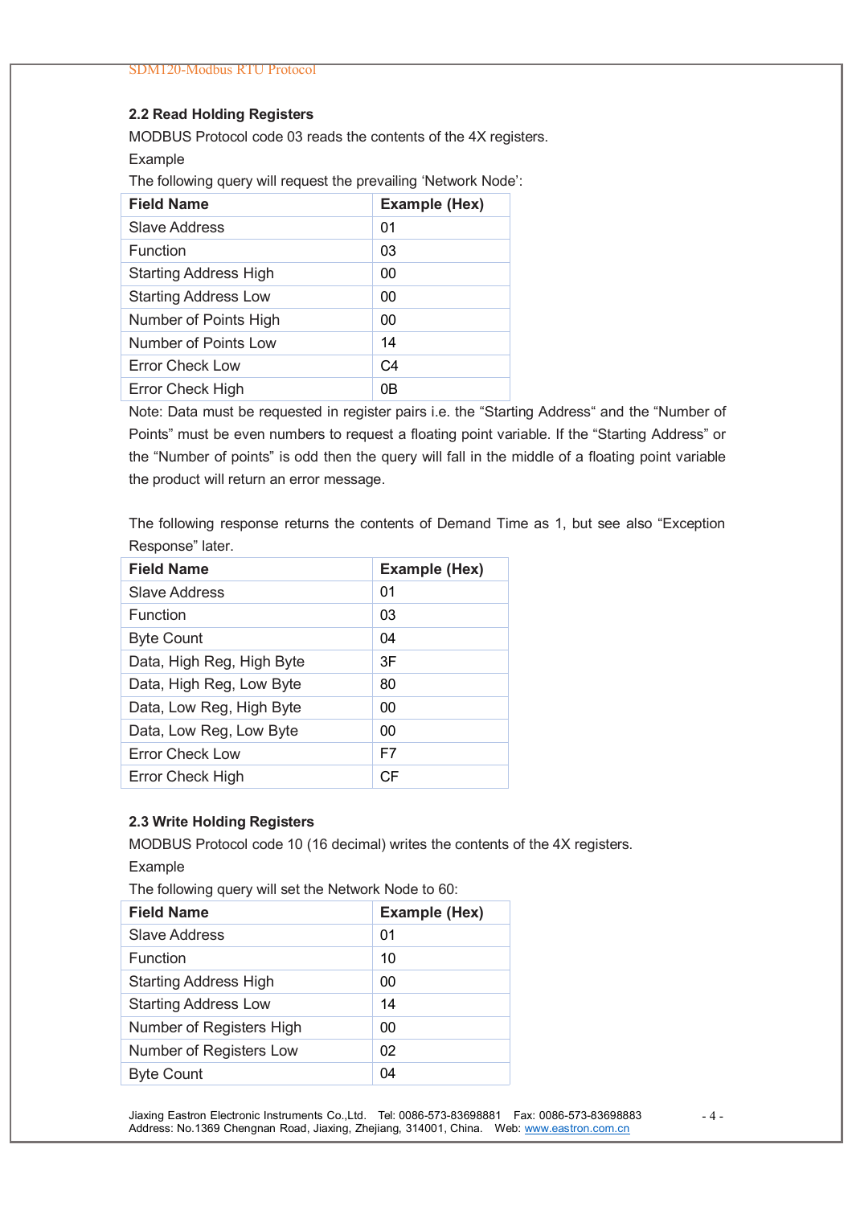### 2.2 Read Holding Registers

MODBUS Protocol code 03 reads the contents of the 4X registers.

Example

The following query will request the prevailing 'Network Node':

| Field Name | Example (Hex) |
|---|---|
| Slave Address | 01 |
| Function | 03 |
| Starting Address High | 00 |
| Starting Address Low | 00 |
| Number of Points High | 00 |
| Number of Points Low | 14 |
| Error Check Low | C4 |
| Error Check High | 0B |

Note: Data must be requested in register pairs i.e. the "Starting Address" and the "Number of Points" must be even numbers to request a floating point variable. If the "Starting Address" or the "Number of points" is odd then the query will fall in the middle of a floating point variable the product will return an error message.

The following response returns the contents of Demand Time as 1, but see also "Exception Response" later.

| Field Name | Example (Hex) |
|---|---|
| Slave Address | 01 |
| Function | 03 |
| Byte Count | 04 |
| Data, High Reg, High Byte | 3F |
| Data, High Reg, Low Byte | 80 |
| Data, Low Reg, High Byte | 00 |
| Data, Low Reg, Low Byte | 00 |
| Error Check Low | F7 |
| Error Check High | CF |

### 2.3 Write Holding Registers

MODBUS Protocol code 10 (16 decimal) writes the contents of the 4X registers.

Example

The following query will set the Network Node to 60:

| Field Name | Example (Hex) |
|---|---|
| Slave Address | 01 |
| Function | 10 |
| Starting Address High | 00 |
| Starting Address Low | 14 |
| Number of Registers High | 00 |
| Number of Registers Low | 02 |
| Byte Count | 04 |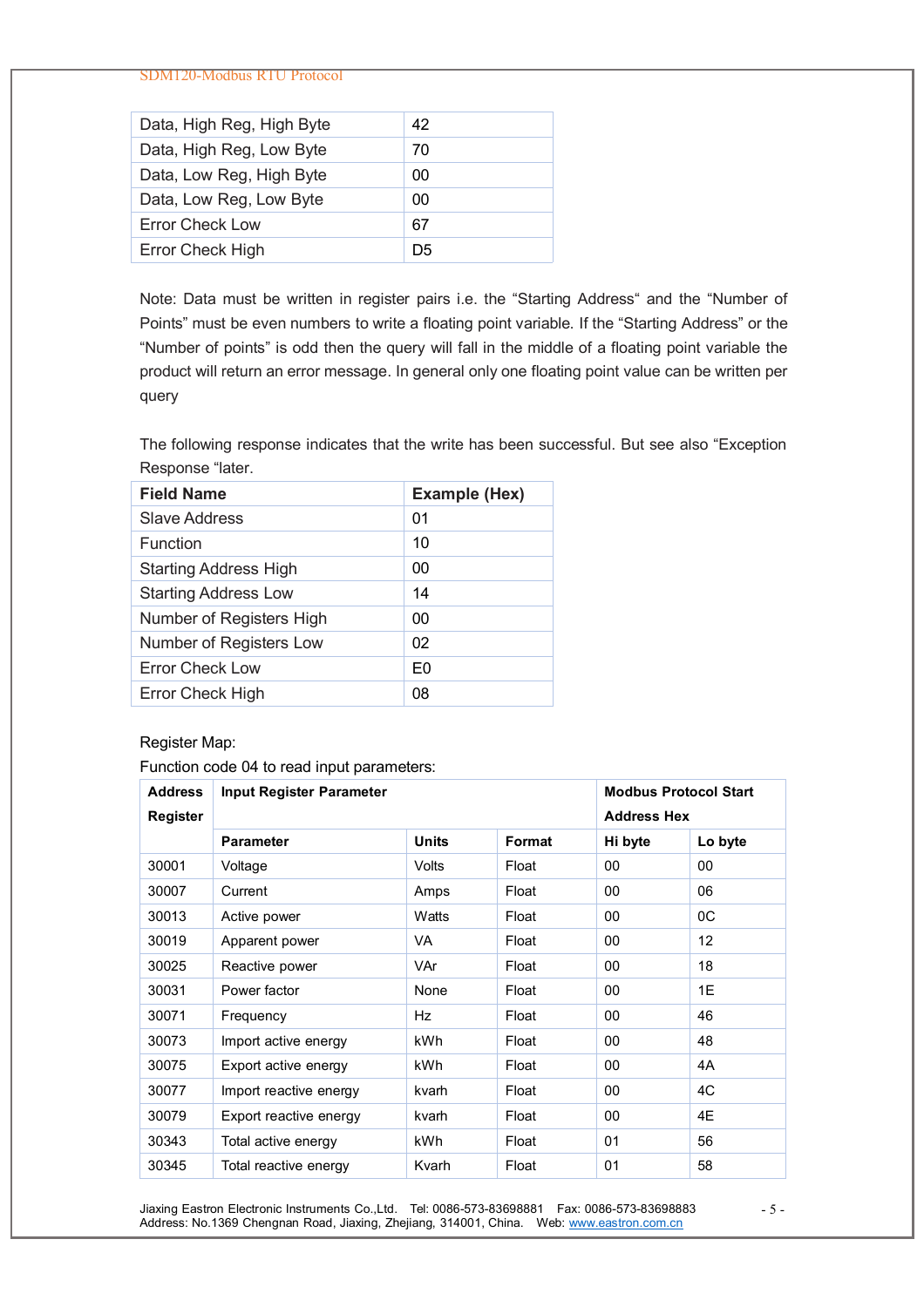| Data, High Reg, High Byte | 42 |
|---|---|
| Data, High Reg, Low Byte | 70 |
| Data, Low Reg, High Byte | 00 |
| Data, Low Reg, Low Byte | 00 |
| Error Check Low | 67 |
| Error Check High | D5 |

Note: Data must be written in register pairs i.e. the "Starting Address" and the "Number of Points" must be even numbers to write a floating point variable. If the "Starting Address" or the "Number of points" is odd then the query will fall in the middle of a floating point variable the product will return an error message. In general only one floating point value can be written per query

The following response indicates that the write has been successful. But see also "Exception Response "later.

| Field Name | Example (Hex) |
|---|---|
| Slave Address | 01 |
| Function | 10 |
| Starting Address High | 00 |
| Starting Address Low | 14 |
| Number of Registers High | 00 |
| Number of Registers Low | 02 |
| Error Check Low | E0 |
| Error Check High | 08 |

Register Map:

Function code 04 to read input parameters:

| Address Register | Input Register Parameter | | | Modbus Protocol Start Address Hex | |
|---|---|---|---|---|---|
| | **Parameter** | **Units** | **Format** | **Hi byte** | **Lo byte** |
| 30001 | Voltage | Volts | Float | 00 | 00 |
| 30007 | Current | Amps | Float | 00 | 06 |
| 30013 | Active power | Watts | Float | 00 | 0C |
| 30019 | Apparent power | VA | Float | 00 | 12 |
| 30025 | Reactive power | VAr | Float | 00 | 18 |
| 30031 | Power factor | None | Float | 00 | 1E |
| 30071 | Frequency | Hz | Float | 00 | 46 |
| 30073 | Import active energy | kWh | Float | 00 | 48 |
| 30075 | Export active energy | kWh | Float | 00 | 4A |
| 30077 | Import reactive energy | kvarh | Float | 00 | 4C |
| 30079 | Export reactive energy | kvarh | Float | 00 | 4E |
| 30343 | Total active energy | kWh | Float | 01 | 56 |
| 30345 | Total reactive energy | Kvarh | Float | 01 | 58 |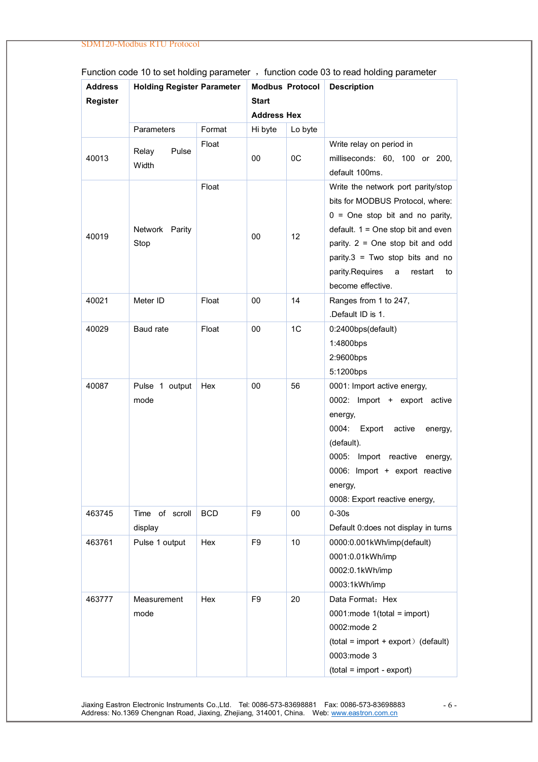Function code 10 to set holding parameter ， function code 03 to read holding parameter

| **Address Register** | **Holding Register Parameter** | | **Modbus Protocol Start Address Hex** | | **Description** |
|---|---|---|---|---|---|
| | Parameters | Format | Hi byte | Lo byte | |
| 40013 | Relay Pulse Width | Float | 00 | 0C | Write relay on period in milliseconds: 60, 100 or 200, default 100ms. |
| 40019 | Network Parity Stop | Float | 00 | 12 | Write the network port parity/stop bits for MODBUS Protocol, where: 0 = One stop bit and no parity, default. 1 = One stop bit and even parity. 2 = One stop bit and odd parity.3 = Two stop bits and no parity.Requires a restart to become effective. |
| 40021 | Meter ID | Float | 00 | 14 | Ranges from 1 to 247, .Default ID is 1. |
| 40029 | Baud rate | Float | 00 | 1C | 0:2400bps(default)<br>1:4800bps<br>2:9600bps<br>5:1200bps |
| 40087 | Pulse 1 output mode | Hex | 00 | 56 | 0001: Import active energy,<br>0002: Import + export active energy,<br>0004: Export active energy, (default).<br>0005: Import reactive energy,<br>0006: Import + export reactive energy,<br>0008: Export reactive energy, |
| 463745 | Time of scroll display | BCD | F9 | 00 | 0-30s<br>Default 0:does not display in turns |
| 463761 | Pulse 1 output | Hex | F9 | 10 | 0000:0.001kWh/imp(default)<br>0001:0.01kWh/imp<br>0002:0.1kWh/imp<br>0003:1kWh/imp |
| 463777 | Measurement mode | Hex | F9 | 20 | Data Format：Hex<br>0001:mode 1(total = import)<br>0002:mode 2<br>(total = import + export）(default)<br>0003:mode 3<br>(total = import - export) |

Jiaxing Eastron Electronic Instruments Co.,Ltd. Tel: 0086-573-83698881 Fax: 0086-573-83698883
Address: No.1369 Chengnan Road, Jiaxing, Zhejiang, 314001, China. Web: www.eastron.com.cn